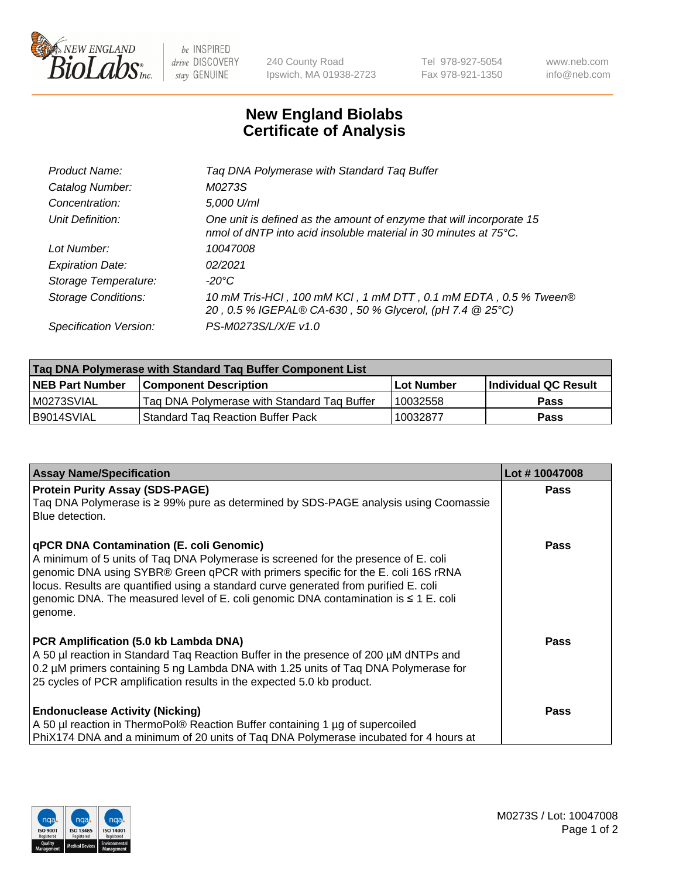# New England Biolabs Certificate of Analysis

| | |
|---|---|
| Product Name: | Taq DNA Polymerase with Standard Taq Buffer |
| Catalog Number: | M0273S |
| Concentration: | 5,000 U/ml |
| Unit Definition: | One unit is defined as the amount of enzyme that will incorporate 15 nmol of dNTP into acid insoluble material in 30 minutes at 75°C. |
| Lot Number: | 10047008 |
| Expiration Date: | 02/2021 |
| Storage Temperature: | -20°C |
| Storage Conditions: | 10 mM Tris-HCl , 100 mM KCl , 1 mM DTT , 0.1 mM EDTA , 0.5 % Tween® 20 , 0.5 % IGEPAL® CA-630 , 50 % Glycerol, (pH 7.4 @ 25°C) |
| Specification Version: | PS-M0273S/L/X/E v1.0 |

| Taq DNA Polymerase with Standard Taq Buffer Component List | | | |
|---|---|---|---|
| **NEB Part Number** | **Component Description** | **Lot Number** | **Individual QC Result** |
| M0273SVIAL | Taq DNA Polymerase with Standard Taq Buffer | 10032558 | Pass |
| B9014SVIAL | Standard Taq Reaction Buffer Pack | 10032877 | Pass |

| Assay Name/Specification | Lot # 10047008 |
|---|---|
| **Protein Purity Assay (SDS-PAGE)**<br>Taq DNA Polymerase is ≥ 99% pure as determined by SDS-PAGE analysis using Coomassie Blue detection. | Pass |
| **qPCR DNA Contamination (E. coli Genomic)**<br>A minimum of 5 units of Taq DNA Polymerase is screened for the presence of E. coli genomic DNA using SYBR® Green qPCR with primers specific for the E. coli 16S rRNA locus. Results are quantified using a standard curve generated from purified E. coli genomic DNA. The measured level of E. coli genomic DNA contamination is ≤ 1 E. coli genome. | Pass |
| **PCR Amplification (5.0 kb Lambda DNA)**<br>A 50 µl reaction in Standard Taq Reaction Buffer in the presence of 200 µM dNTPs and 0.2 µM primers containing 5 ng Lambda DNA with 1.25 units of Taq DNA Polymerase for 25 cycles of PCR amplification results in the expected 5.0 kb product. | Pass |
| **Endonuclease Activity (Nicking)**<br>A 50 µl reaction in ThermoPol® Reaction Buffer containing 1 µg of supercoiled PhiX174 DNA and a minimum of 20 units of Taq DNA Polymerase incubated for 4 hours at | Pass |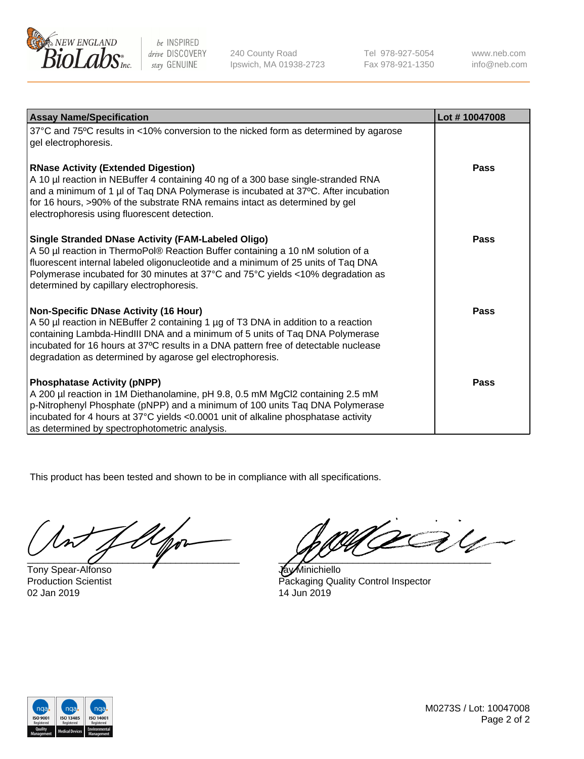| Assay Name/Specification | Lot # 10047008 |
|---|---|
| 37°C and 75ºC results in <10% conversion to the nicked form as determined by agarose gel electrophoresis. | |
| **RNase Activity (Extended Digestion)**<br>A 10 µl reaction in NEBuffer 4 containing 40 ng of a 300 base single-stranded RNA and a minimum of 1 µl of Taq DNA Polymerase is incubated at 37ºC. After incubation for 16 hours, >90% of the substrate RNA remains intact as determined by gel electrophoresis using fluorescent detection. | **Pass** |
| **Single Stranded DNase Activity (FAM-Labeled Oligo)**<br>A 50 µl reaction in ThermoPol® Reaction Buffer containing a 10 nM solution of a fluorescent internal labeled oligonucleotide and a minimum of 25 units of Taq DNA Polymerase incubated for 30 minutes at 37°C and 75°C yields <10% degradation as determined by capillary electrophoresis. | **Pass** |
| **Non-Specific DNase Activity (16 Hour)**<br>A 50 µl reaction in NEBuffer 2 containing 1 µg of T3 DNA in addition to a reaction containing Lambda-HindIII DNA and a minimum of 5 units of Taq DNA Polymerase incubated for 16 hours at 37ºC results in a DNA pattern free of detectable nuclease degradation as determined by agarose gel electrophoresis. | **Pass** |
| **Phosphatase Activity (pNPP)**<br>A 200 µl reaction in 1M Diethanolamine, pH 9.8, 0.5 mM $MgCl_2$ containing 2.5 mM p-Nitrophenyl Phosphate (pNPP) and a minimum of 100 units Taq DNA Polymerase incubated for 4 hours at 37°C yields <0.0001 unit of alkaline phosphatase activity as determined by spectrophotometric analysis. | **Pass** |

This product has been tested and shown to be in compliance with all specifications.

Tony Spear-Alfonso
Production Scientist
02 Jan 2019

Jay Minichiello
Packaging Quality Control Inspector
14 Jun 2019

M0273S / Lot: 10047008